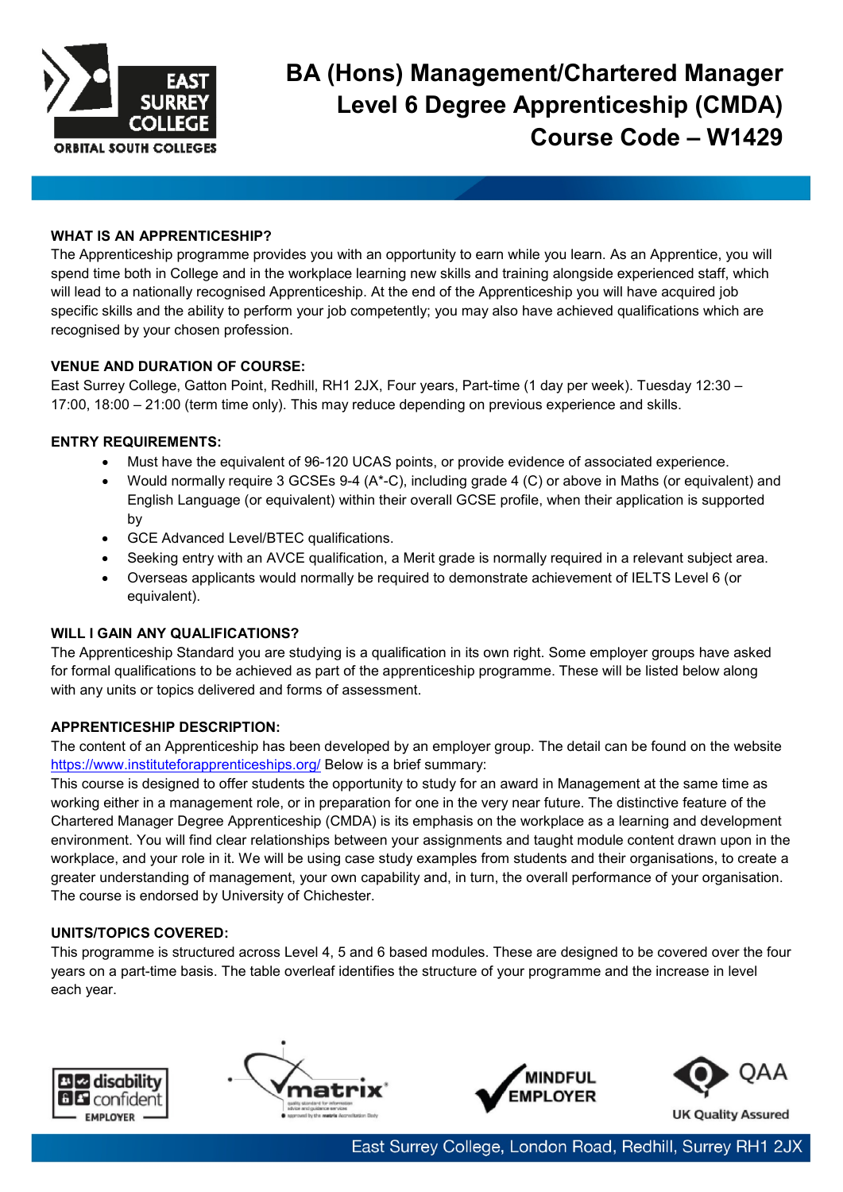# BA (Hons) Management/Chartered Manager Level 6 Degree Apprenticeship (CMDA) Course Code – W1429

## WHAT IS AN APPRENTICESHIP?

The Apprenticeship programme provides you with an opportunity to earn while you learn. As an Apprentice, you will spend time both in College and in the workplace learning new skills and training alongside experienced staff, which will lead to a nationally recognised Apprenticeship. At the end of the Apprenticeship you will have acquired job specific skills and the ability to perform your job competently; you may also have achieved qualifications which are recognised by your chosen profession.

## VENUE AND DURATION OF COURSE:

East Surrey College, Gatton Point, Redhill, RH1 2JX, Four years, Part-time (1 day per week). Tuesday 12:30 – 17:00, 18:00 – 21:00 (term time only). This may reduce depending on previous experience and skills.

## ENTRY REQUIREMENTS:

- Must have the equivalent of 96-120 UCAS points, or provide evidence of associated experience.
- Would normally require 3 GCSEs 9-4 (A*-C), including grade 4 (C) or above in Maths (or equivalent) and English Language (or equivalent) within their overall GCSE profile, when their application is supported by
- GCE Advanced Level/BTEC qualifications.
- Seeking entry with an AVCE qualification, a Merit grade is normally required in a relevant subject area.
- Overseas applicants would normally be required to demonstrate achievement of IELTS Level 6 (or equivalent).

## WILL I GAIN ANY QUALIFICATIONS?

The Apprenticeship Standard you are studying is a qualification in its own right. Some employer groups have asked for formal qualifications to be achieved as part of the apprenticeship programme. These will be listed below along with any units or topics delivered and forms of assessment.

## APPRENTICESHIP DESCRIPTION:

The content of an Apprenticeship has been developed by an employer group. The detail can be found on the website https://www.instituteforapprenticeships.org/ Below is a brief summary:

This course is designed to offer students the opportunity to study for an award in Management at the same time as working either in a management role, or in preparation for one in the very near future. The distinctive feature of the Chartered Manager Degree Apprenticeship (CMDA) is its emphasis on the workplace as a learning and development environment. You will find clear relationships between your assignments and taught module content drawn upon in the workplace, and your role in it. We will be using case study examples from students and their organisations, to create a greater understanding of management, your own capability and, in turn, the overall performance of your organisation. The course is endorsed by University of Chichester.

## UNITS/TOPICS COVERED:

This programme is structured across Level 4, 5 and 6 based modules. These are designed to be covered over the four years on a part-time basis. The table overleaf identifies the structure of your programme and the increase in level each year.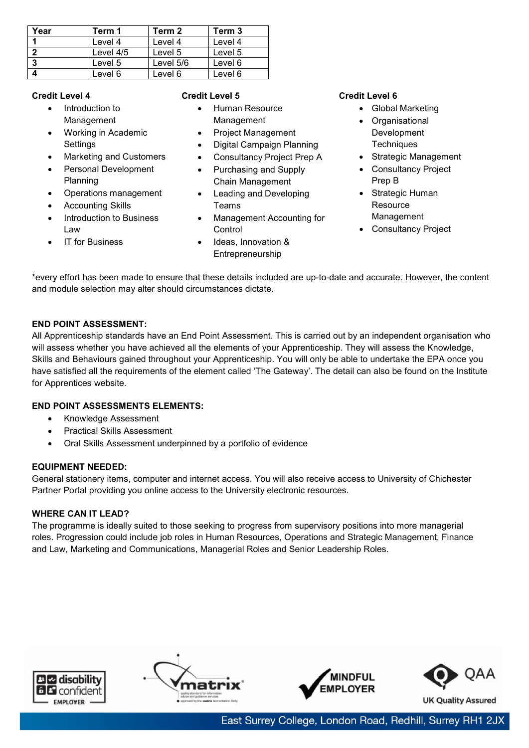| Year | Term 1 | Term 2 | Term 3 |
|---|---|---|---|
| **1** | Level 4 | Level 4 | Level 4 |
| **2** | Level 4/5 | Level 5 | Level 5 |
| **3** | Level 5 | Level 5/6 | Level 6 |
| **4** | Level 6 | Level 6 | Level 6 |

**Credit Level 4**

- Introduction to Management
- Working in Academic Settings
- Marketing and Customers
- Personal Development Planning
- Operations management
- Accounting Skills
- Introduction to Business Law
- IT for Business

**Credit Level 5**

- Human Resource Management
- Project Management
- Digital Campaign Planning
- Consultancy Project Prep A
- Purchasing and Supply Chain Management
- Leading and Developing Teams
- Management Accounting for Control
- Ideas, Innovation & Entrepreneurship

**Credit Level 6**

- Global Marketing
- Organisational Development Techniques
- Strategic Management
- Consultancy Project Prep B
- Strategic Human Resource Management
- Consultancy Project

*every effort has been made to ensure that these details included are up-to-date and accurate. However, the content and module selection may alter should circumstances dictate.

**END POINT ASSESSMENT:**

All Apprenticeship standards have an End Point Assessment. This is carried out by an independent organisation who will assess whether you have achieved all the elements of your Apprenticeship. They will assess the Knowledge, Skills and Behaviours gained throughout your Apprenticeship. You will only be able to undertake the EPA once you have satisfied all the requirements of the element called 'The Gateway'. The detail can also be found on the Institute for Apprentices website.

**END POINT ASSESSMENTS ELEMENTS:**

- Knowledge Assessment
- Practical Skills Assessment
- Oral Skills Assessment underpinned by a portfolio of evidence

**EQUIPMENT NEEDED:**

General stationery items, computer and internet access. You will also receive access to University of Chichester Partner Portal providing you online access to the University electronic resources.

**WHERE CAN IT LEAD?**

The programme is ideally suited to those seeking to progress from supervisory positions into more managerial roles. Progression could include job roles in Human Resources, Operations and Strategic Management, Finance and Law, Marketing and Communications, Managerial Roles and Senior Leadership Roles.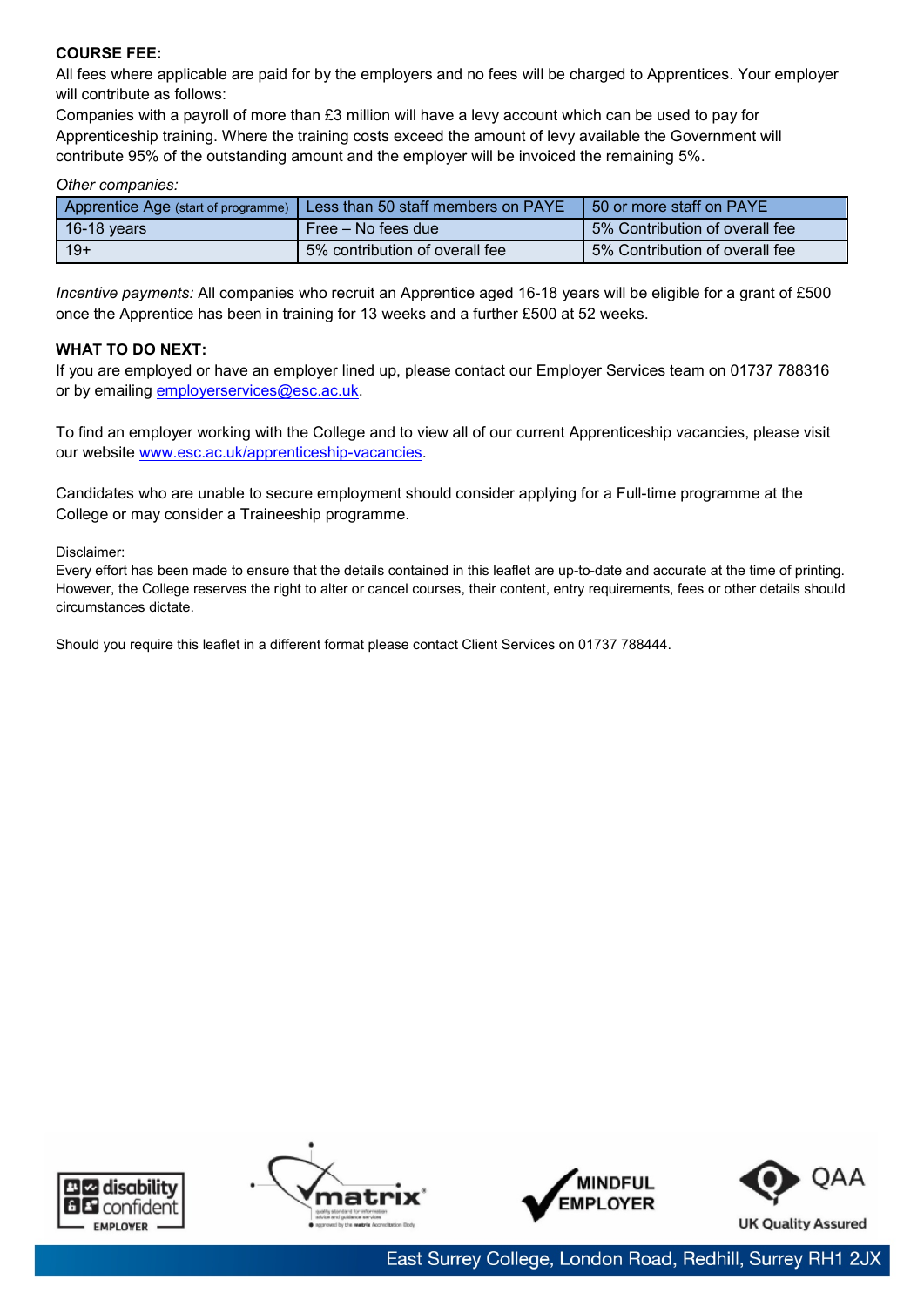**COURSE FEE:**

All fees where applicable are paid for by the employers and no fees will be charged to Apprentices. Your employer will contribute as follows:

Companies with a payroll of more than £3 million will have a levy account which can be used to pay for Apprenticeship training. Where the training costs exceed the amount of levy available the Government will contribute 95% of the outstanding amount and the employer will be invoiced the remaining 5%.

*Other companies:*

| Apprentice Age (start of programme) | Less than 50 staff members on PAYE | 50 or more staff on PAYE |
|---|---|---|
| 16-18 years | Free – No fees due | 5% Contribution of overall fee |
| 19+ | 5% contribution of overall fee | 5% Contribution of overall fee |

*Incentive payments:* All companies who recruit an Apprentice aged 16-18 years will be eligible for a grant of £500 once the Apprentice has been in training for 13 weeks and a further £500 at 52 weeks.

**WHAT TO DO NEXT:**

If you are employed or have an employer lined up, please contact our Employer Services team on 01737 788316 or by emailing employerservices@esc.ac.uk.

To find an employer working with the College and to view all of our current Apprenticeship vacancies, please visit our website www.esc.ac.uk/apprenticeship-vacancies.

Candidates who are unable to secure employment should consider applying for a Full-time programme at the College or may consider a Traineeship programme.

Disclaimer:

Every effort has been made to ensure that the details contained in this leaflet are up-to-date and accurate at the time of printing. However, the College reserves the right to alter or cancel courses, their content, entry requirements, fees or other details should circumstances dictate.

Should you require this leaflet in a different format please contact Client Services on 01737 788444.

East Surrey College, London Road, Redhill, Surrey RH1 2JX